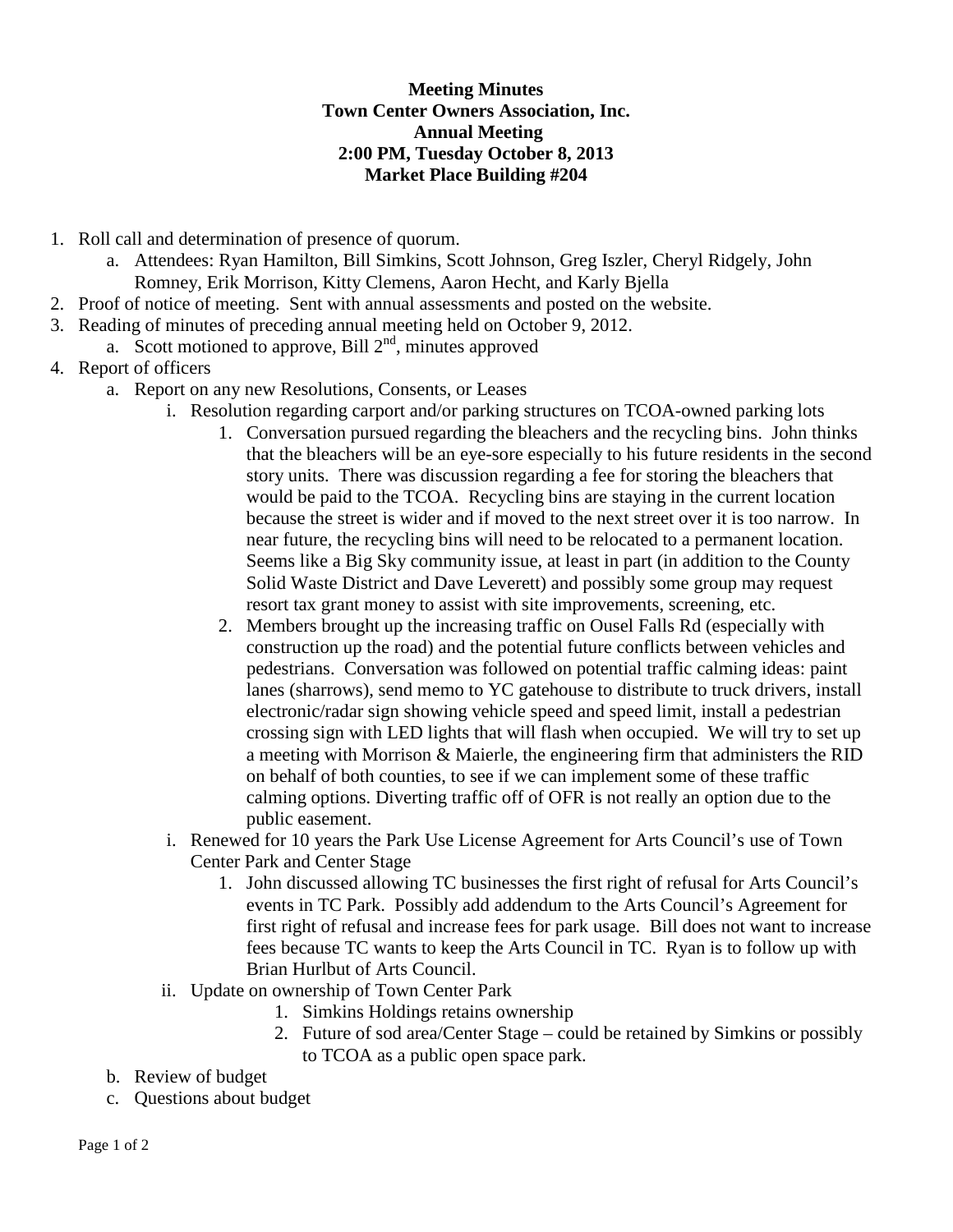**Meeting Minutes**
**Town Center Owners Association, Inc.**
**Annual Meeting**
**2:00 PM, Tuesday October 8, 2013**
**Market Place Building #204**

1. Roll call and determination of presence of quorum.
    a. Attendees: Ryan Hamilton, Bill Simkins, Scott Johnson, Greg Iszler, Cheryl Ridgely, John Romney, Erik Morrison, Kitty Clemens, Aaron Hecht, and Karly Bjella
2. Proof of notice of meeting. Sent with annual assessments and posted on the website.
3. Reading of minutes of preceding annual meeting held on October 9, 2012.
    a. Scott motioned to approve, Bill 2nd, minutes approved
4. Report of officers
    a. Report on any new Resolutions, Consents, or Leases
        i. Resolution regarding carport and/or parking structures on TCOA-owned parking lots
            1. Conversation pursued regarding the bleachers and the recycling bins. John thinks that the bleachers will be an eye-sore especially to his future residents in the second story units. There was discussion regarding a fee for storing the bleachers that would be paid to the TCOA. Recycling bins are staying in the current location because the street is wider and if moved to the next street over it is too narrow. In near future, the recycling bins will need to be relocated to a permanent location. Seems like a Big Sky community issue, at least in part (in addition to the County Solid Waste District and Dave Leverett) and possibly some group may request resort tax grant money to assist with site improvements, screening, etc.
            2. Members brought up the increasing traffic on Ousel Falls Rd (especially with construction up the road) and the potential future conflicts between vehicles and pedestrians. Conversation was followed on potential traffic calming ideas: paint lanes (sharrows), send memo to YC gatehouse to distribute to truck drivers, install electronic/radar sign showing vehicle speed and speed limit, install a pedestrian crossing sign with LED lights that will flash when occupied. We will try to set up a meeting with Morrison & Maierle, the engineering firm that administers the RID on behalf of both counties, to see if we can implement some of these traffic calming options. Diverting traffic off of OFR is not really an option due to the public easement.
        i. Renewed for 10 years the Park Use License Agreement for Arts Council's use of Town Center Park and Center Stage
            1. John discussed allowing TC businesses the first right of refusal for Arts Council's events in TC Park. Possibly add addendum to the Arts Council's Agreement for first right of refusal and increase fees for park usage. Bill does not want to increase fees because TC wants to keep the Arts Council in TC. Ryan is to follow up with Brian Hurlbut of Arts Council.
        ii. Update on ownership of Town Center Park
            1. Simkins Holdings retains ownership
            2. Future of sod area/Center Stage – could be retained by Simkins or possibly to TCOA as a public open space park.
    b. Review of budget
    c. Questions about budget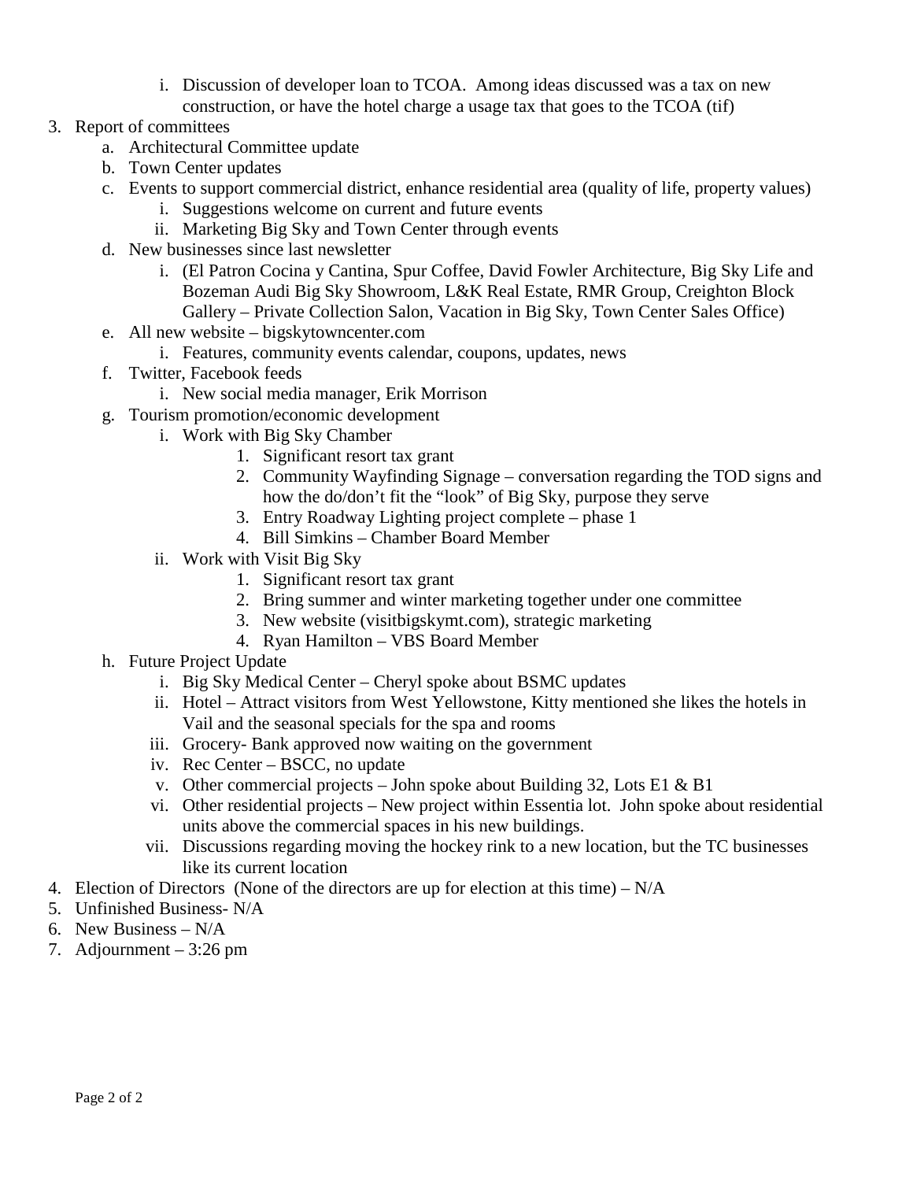i. Discussion of developer loan to TCOA. Among ideas discussed was a tax on new construction, or have the hotel charge a usage tax that goes to the TCOA (tif)

3. Report of committees
   a. Architectural Committee update
   b. Town Center updates
   c. Events to support commercial district, enhance residential area (quality of life, property values)
      i. Suggestions welcome on current and future events
      ii. Marketing Big Sky and Town Center through events
   d. New businesses since last newsletter
      i. (El Patron Cocina y Cantina, Spur Coffee, David Fowler Architecture, Big Sky Life and Bozeman Audi Big Sky Showroom, L&K Real Estate, RMR Group, Creighton Block Gallery – Private Collection Salon, Vacation in Big Sky, Town Center Sales Office)
   e. All new website – bigskytowncenter.com
      i. Features, community events calendar, coupons, updates, news
   f. Twitter, Facebook feeds
      i. New social media manager, Erik Morrison
   g. Tourism promotion/economic development
      i. Work with Big Sky Chamber
         1. Significant resort tax grant
         2. Community Wayfinding Signage – conversation regarding the TOD signs and how the do/don't fit the "look" of Big Sky, purpose they serve
         3. Entry Roadway Lighting project complete – phase 1
         4. Bill Simkins – Chamber Board Member
      ii. Work with Visit Big Sky
         1. Significant resort tax grant
         2. Bring summer and winter marketing together under one committee
         3. New website (visitbigskymt.com), strategic marketing
         4. Ryan Hamilton – VBS Board Member
   h. Future Project Update
      i. Big Sky Medical Center – Cheryl spoke about BSMC updates
      ii. Hotel – Attract visitors from West Yellowstone, Kitty mentioned she likes the hotels in Vail and the seasonal specials for the spa and rooms
      iii. Grocery- Bank approved now waiting on the government
      iv. Rec Center – BSCC, no update
      v. Other commercial projects – John spoke about Building 32, Lots E1 & B1
      vi. Other residential projects – New project within Essentia lot. John spoke about residential units above the commercial spaces in his new buildings.
      vii. Discussions regarding moving the hockey rink to a new location, but the TC businesses like its current location
4. Election of Directors (None of the directors are up for election at this time) – N/A
5. Unfinished Business- N/A
6. New Business – N/A
7. Adjournment – 3:26 pm